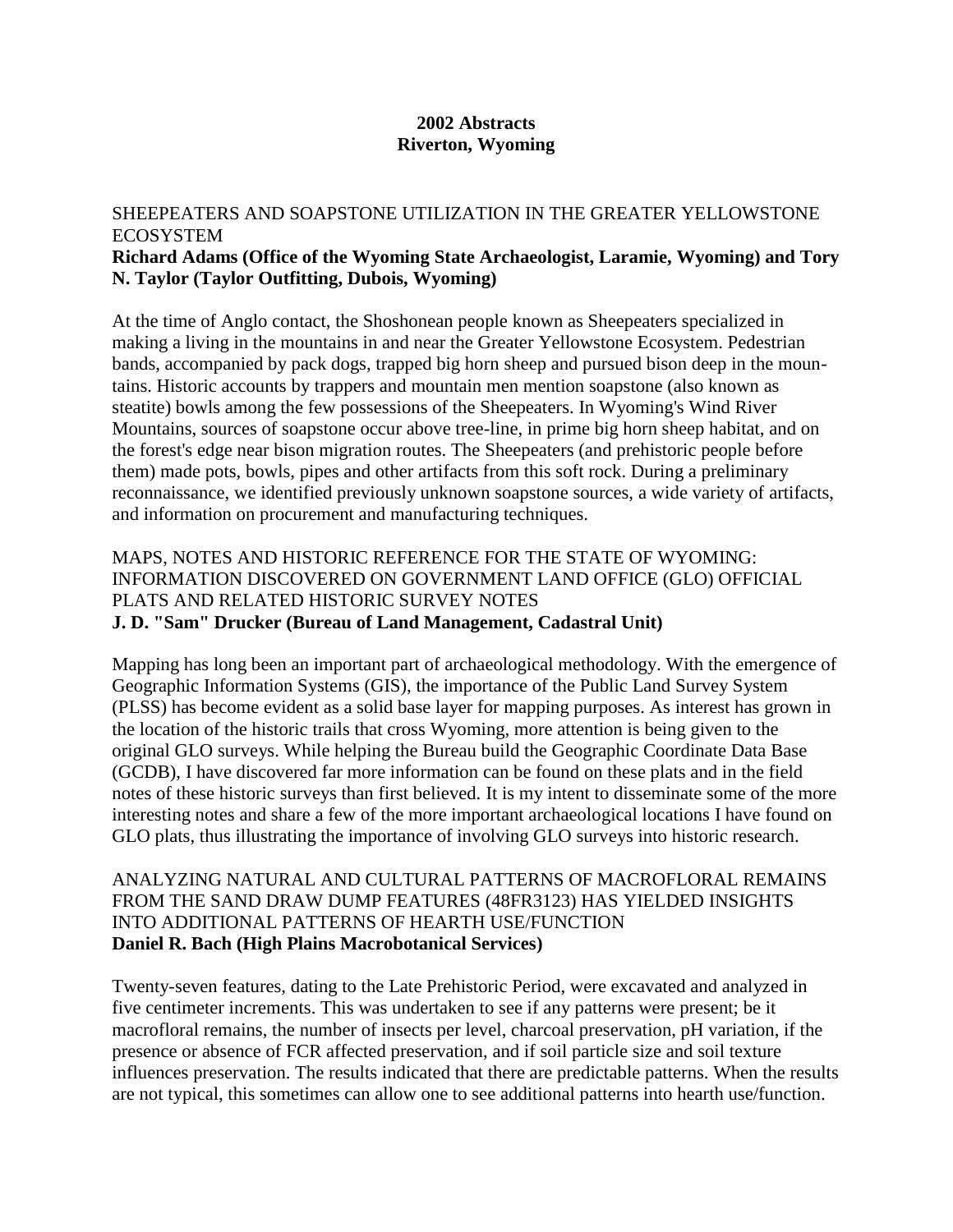# 2002 Abstracts
# Riverton, Wyoming

SHEEPEATERS AND SOAPSTONE UTILIZATION IN THE GREATER YELLOWSTONE ECOSYSTEM
**Richard Adams (Office of the Wyoming State Archaeologist, Laramie, Wyoming) and Tory N. Taylor (Taylor Outfitting, Dubois, Wyoming)**

At the time of Anglo contact, the Shoshonean people known as Sheepeaters specialized in making a living in the mountains in and near the Greater Yellowstone Ecosystem. Pedestrian bands, accompanied by pack dogs, trapped big horn sheep and pursued bison deep in the mountains. Historic accounts by trappers and mountain men mention soapstone (also known as steatite) bowls among the few possessions of the Sheepeaters. In Wyoming's Wind River Mountains, sources of soapstone occur above tree-line, in prime big horn sheep habitat, and on the forest's edge near bison migration routes. The Sheepeaters (and prehistoric people before them) made pots, bowls, pipes and other artifacts from this soft rock. During a preliminary reconnaissance, we identified previously unknown soapstone sources, a wide variety of artifacts, and information on procurement and manufacturing techniques.

MAPS, NOTES AND HISTORIC REFERENCE FOR THE STATE OF WYOMING: INFORMATION DISCOVERED ON GOVERNMENT LAND OFFICE (GLO) OFFICIAL PLATS AND RELATED HISTORIC SURVEY NOTES
**J. D. "Sam" Drucker (Bureau of Land Management, Cadastral Unit)**

Mapping has long been an important part of archaeological methodology. With the emergence of Geographic Information Systems (GIS), the importance of the Public Land Survey System (PLSS) has become evident as a solid base layer for mapping purposes. As interest has grown in the location of the historic trails that cross Wyoming, more attention is being given to the original GLO surveys. While helping the Bureau build the Geographic Coordinate Data Base (GCDB), I have discovered far more information can be found on these plats and in the field notes of these historic surveys than first believed. It is my intent to disseminate some of the more interesting notes and share a few of the more important archaeological locations I have found on GLO plats, thus illustrating the importance of involving GLO surveys into historic research.

ANALYZING NATURAL AND CULTURAL PATTERNS OF MACROFLORAL REMAINS FROM THE SAND DRAW DUMP FEATURES (48FR3123) HAS YIELDED INSIGHTS INTO ADDITIONAL PATTERNS OF HEARTH USE/FUNCTION
**Daniel R. Bach (High Plains Macrobotanical Services)**

Twenty-seven features, dating to the Late Prehistoric Period, were excavated and analyzed in five centimeter increments. This was undertaken to see if any patterns were present; be it macrofloral remains, the number of insects per level, charcoal preservation, pH variation, if the presence or absence of FCR affected preservation, and if soil particle size and soil texture influences preservation. The results indicated that there are predictable patterns. When the results are not typical, this sometimes can allow one to see additional patterns into hearth use/function.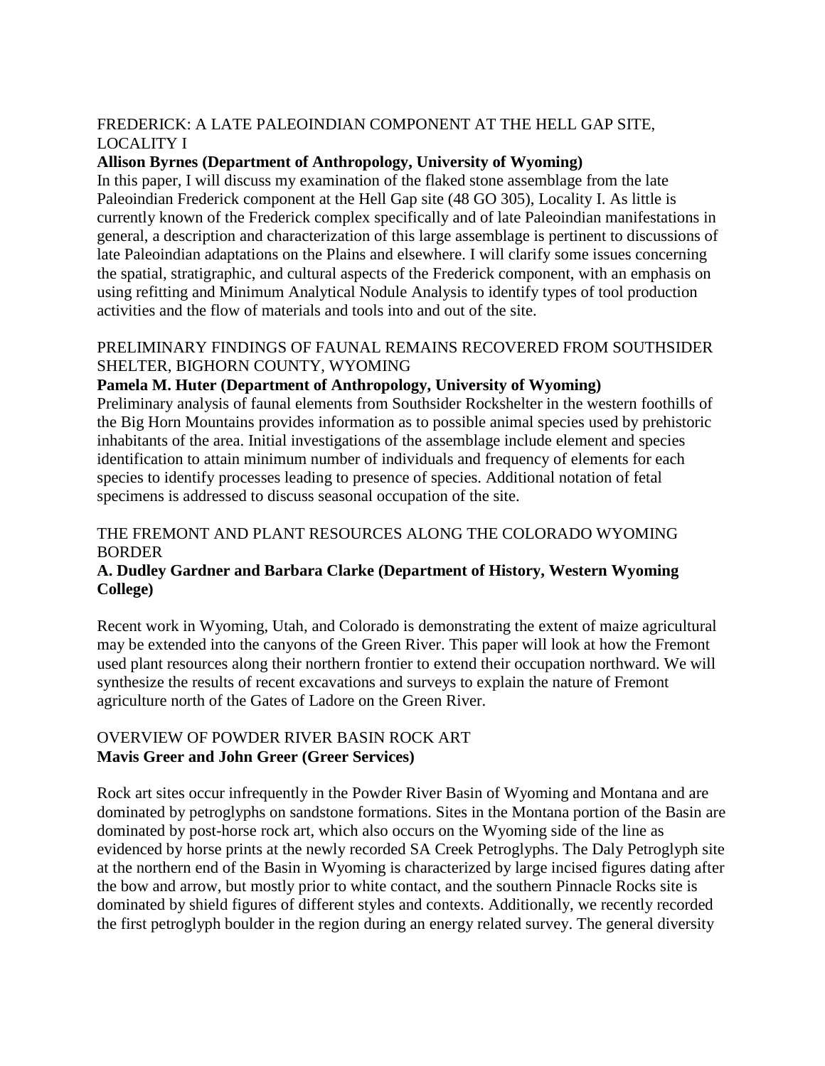FREDERICK: A LATE PALEOINDIAN COMPONENT AT THE HELL GAP SITE, LOCALITY I

**Allison Byrnes (Department of Anthropology, University of Wyoming)**

In this paper, I will discuss my examination of the flaked stone assemblage from the late Paleoindian Frederick component at the Hell Gap site (48 GO 305), Locality I. As little is currently known of the Frederick complex specifically and of late Paleoindian manifestations in general, a description and characterization of this large assemblage is pertinent to discussions of late Paleoindian adaptations on the Plains and elsewhere. I will clarify some issues concerning the spatial, stratigraphic, and cultural aspects of the Frederick component, with an emphasis on using refitting and Minimum Analytical Nodule Analysis to identify types of tool production activities and the flow of materials and tools into and out of the site.

PRELIMINARY FINDINGS OF FAUNAL REMAINS RECOVERED FROM SOUTHSIDER SHELTER, BIGHORN COUNTY, WYOMING

**Pamela M. Huter (Department of Anthropology, University of Wyoming)**

Preliminary analysis of faunal elements from Southsider Rockshelter in the western foothills of the Big Horn Mountains provides information as to possible animal species used by prehistoric inhabitants of the area. Initial investigations of the assemblage include element and species identification to attain minimum number of individuals and frequency of elements for each species to identify processes leading to presence of species. Additional notation of fetal specimens is addressed to discuss seasonal occupation of the site.

THE FREMONT AND PLANT RESOURCES ALONG THE COLORADO WYOMING BORDER

**A. Dudley Gardner and Barbara Clarke (Department of History, Western Wyoming College)**

Recent work in Wyoming, Utah, and Colorado is demonstrating the extent of maize agricultural may be extended into the canyons of the Green River. This paper will look at how the Fremont used plant resources along their northern frontier to extend their occupation northward. We will synthesize the results of recent excavations and surveys to explain the nature of Fremont agriculture north of the Gates of Ladore on the Green River.

OVERVIEW OF POWDER RIVER BASIN ROCK ART

**Mavis Greer and John Greer (Greer Services)**

Rock art sites occur infrequently in the Powder River Basin of Wyoming and Montana and are dominated by petroglyphs on sandstone formations. Sites in the Montana portion of the Basin are dominated by post-horse rock art, which also occurs on the Wyoming side of the line as evidenced by horse prints at the newly recorded SA Creek Petroglyphs. The Daly Petroglyph site at the northern end of the Basin in Wyoming is characterized by large incised figures dating after the bow and arrow, but mostly prior to white contact, and the southern Pinnacle Rocks site is dominated by shield figures of different styles and contexts. Additionally, we recently recorded the first petroglyph boulder in the region during an energy related survey. The general diversity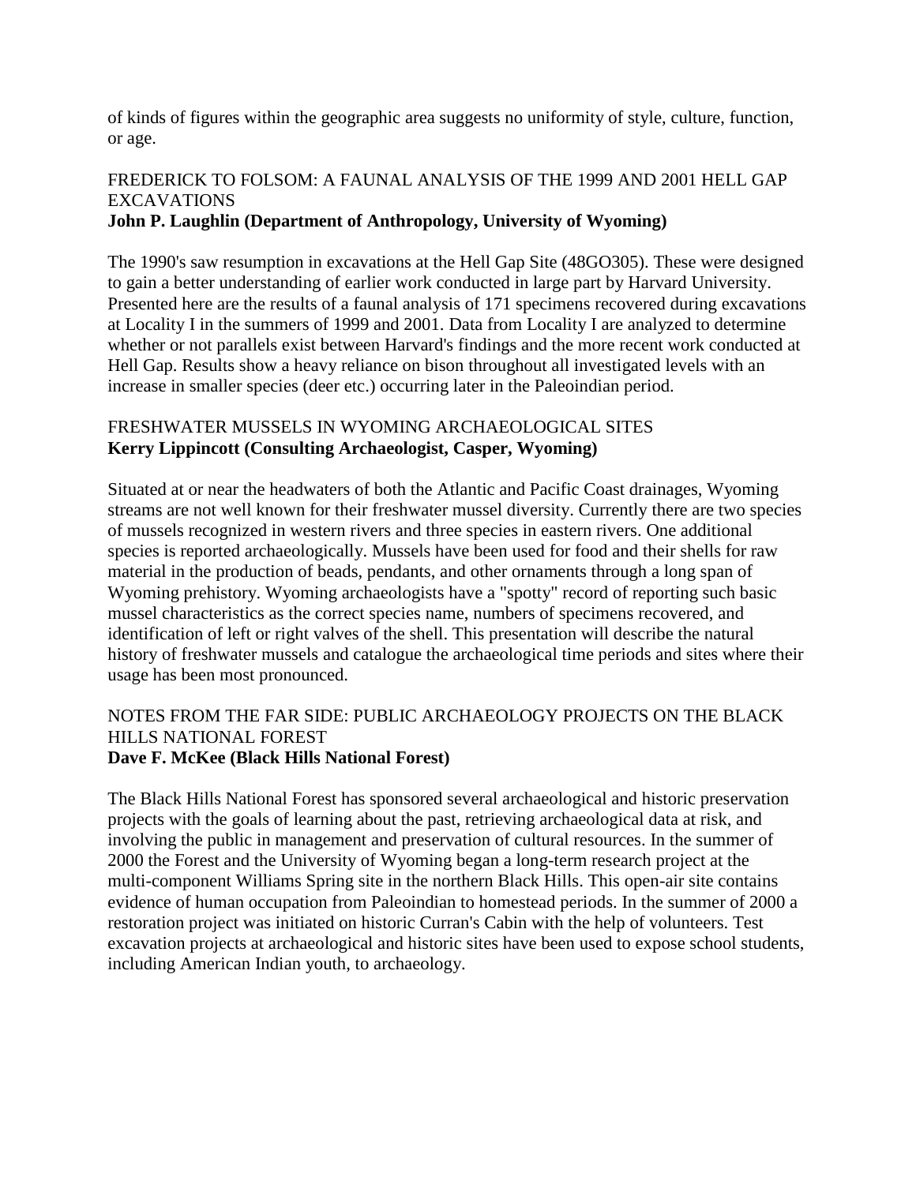of kinds of figures within the geographic area suggests no uniformity of style, culture, function, or age.

## FREDERICK TO FOLSOM: A FAUNAL ANALYSIS OF THE 1999 AND 2001 HELL GAP EXCAVATIONS

**John P. Laughlin (Department of Anthropology, University of Wyoming)**

The 1990's saw resumption in excavations at the Hell Gap Site (48GO305). These were designed to gain a better understanding of earlier work conducted in large part by Harvard University. Presented here are the results of a faunal analysis of 171 specimens recovered during excavations at Locality I in the summers of 1999 and 2001. Data from Locality I are analyzed to determine whether or not parallels exist between Harvard's findings and the more recent work conducted at Hell Gap. Results show a heavy reliance on bison throughout all investigated levels with an increase in smaller species (deer etc.) occurring later in the Paleoindian period.

## FRESHWATER MUSSELS IN WYOMING ARCHAEOLOGICAL SITES

**Kerry Lippincott (Consulting Archaeologist, Casper, Wyoming)**

Situated at or near the headwaters of both the Atlantic and Pacific Coast drainages, Wyoming streams are not well known for their freshwater mussel diversity. Currently there are two species of mussels recognized in western rivers and three species in eastern rivers. One additional species is reported archaeologically. Mussels have been used for food and their shells for raw material in the production of beads, pendants, and other ornaments through a long span of Wyoming prehistory. Wyoming archaeologists have a "spotty" record of reporting such basic mussel characteristics as the correct species name, numbers of specimens recovered, and identification of left or right valves of the shell. This presentation will describe the natural history of freshwater mussels and catalogue the archaeological time periods and sites where their usage has been most pronounced.

## NOTES FROM THE FAR SIDE: PUBLIC ARCHAEOLOGY PROJECTS ON THE BLACK HILLS NATIONAL FOREST

**Dave F. McKee (Black Hills National Forest)**

The Black Hills National Forest has sponsored several archaeological and historic preservation projects with the goals of learning about the past, retrieving archaeological data at risk, and involving the public in management and preservation of cultural resources. In the summer of 2000 the Forest and the University of Wyoming began a long-term research project at the multi-component Williams Spring site in the northern Black Hills. This open-air site contains evidence of human occupation from Paleoindian to homestead periods. In the summer of 2000 a restoration project was initiated on historic Curran's Cabin with the help of volunteers. Test excavation projects at archaeological and historic sites have been used to expose school students, including American Indian youth, to archaeology.